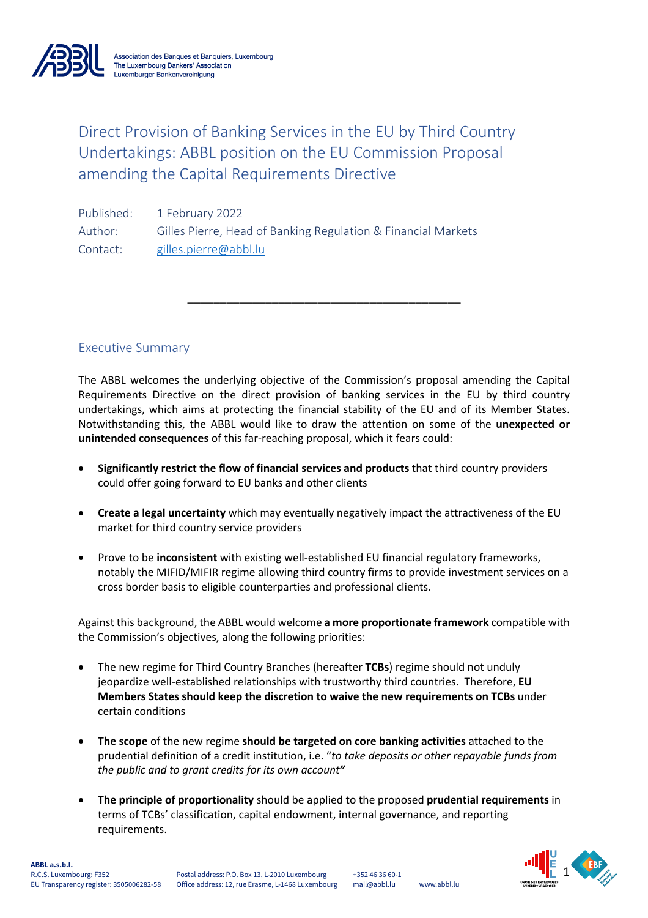Association des Banques et Banquiers, Luxembourg
The Luxembourg Bankers' Association
Luxemburger Bankenvereinigung

# Direct Provision of Banking Services in the EU by Third Country Undertakings: ABBL position on the EU Commission Proposal amending the Capital Requirements Directive

Published: 1 February 2022
Author: Gilles Pierre, Head of Banking Regulation & Financial Markets
Contact: gilles.pierre@abbl.lu

---

## Executive Summary

The ABBL welcomes the underlying objective of the Commission's proposal amending the Capital Requirements Directive on the direct provision of banking services in the EU by third country undertakings, which aims at protecting the financial stability of the EU and of its Member States. Notwithstanding this, the ABBL would like to draw the attention on some of the **unexpected or unintended consequences** of this far-reaching proposal, which it fears could:

- **Significantly restrict the flow of financial services and products** that third country providers could offer going forward to EU banks and other clients
- **Create a legal uncertainty** which may eventually negatively impact the attractiveness of the EU market for third country service providers
- Prove to be **inconsistent** with existing well-established EU financial regulatory frameworks, notably the MIFID/MIFIR regime allowing third country firms to provide investment services on a cross border basis to eligible counterparties and professional clients.

Against this background, the ABBL would welcome **a more proportionate framework** compatible with the Commission's objectives, along the following priorities:

- The new regime for Third Country Branches (hereafter **TCBs**) regime should not unduly jeopardize well-established relationships with trustworthy third countries. Therefore, **EU Members States should keep the discretion to waive the new requirements on TCBs** under certain conditions
- **The scope** of the new regime **should be targeted on core banking activities** attached to the prudential definition of a credit institution, i.e. "*to take deposits or other repayable funds from the public and to grant credits for its own account***"**
- **The principle of proportionality** should be applied to the proposed **prudential requirements** in terms of TCBs' classification, capital endowment, internal governance, and reporting requirements.

**ABBL a.s.b.l.**
R.C.S. Luxembourg: F352
EU Transparency register: 3505006282-58
Postal address: P.O. Box 13, L-2010 Luxembourg
Office address: 12, rue Erasme, L-1468 Luxembourg
+352 46 36 60-1
mail@abbl.lu
www.abbl.lu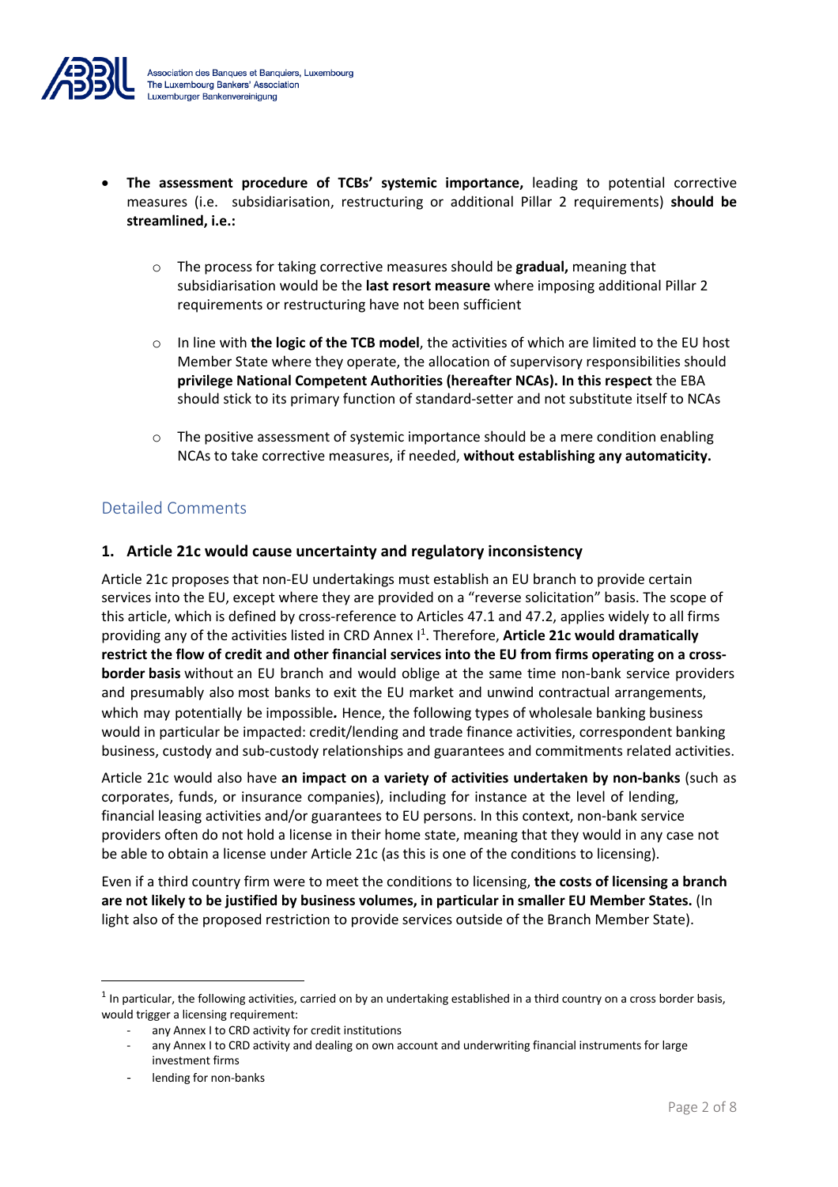- **The assessment procedure of TCBs' systemic importance,** leading to potential corrective measures (i.e. subsidiarisation, restructuring or additional Pillar 2 requirements) **should be streamlined, i.e.:**
  - The process for taking corrective measures should be **gradual,** meaning that subsidiarisation would be the **last resort measure** where imposing additional Pillar 2 requirements or restructuring have not been sufficient
  - In line with **the logic of the TCB model**, the activities of which are limited to the EU host Member State where they operate, the allocation of supervisory responsibilities should **privilege National Competent Authorities (hereafter NCAs). In this respect** the EBA should stick to its primary function of standard-setter and not substitute itself to NCAs
  - The positive assessment of systemic importance should be a mere condition enabling NCAs to take corrective measures, if needed, **without establishing any automaticity.**

## Detailed Comments

### 1. Article 21c would cause uncertainty and regulatory inconsistency

Article 21c proposes that non-EU undertakings must establish an EU branch to provide certain services into the EU, except where they are provided on a "reverse solicitation" basis. The scope of this article, which is defined by cross-reference to Articles 47.1 and 47.2, applies widely to all firms providing any of the activities listed in CRD Annex I[1]. Therefore, **Article 21c would dramatically restrict the flow of credit and other financial services into the EU from firms operating on a cross-border basis** without an EU branch and would oblige at the same time non-bank service providers and presumably also most banks to exit the EU market and unwind contractual arrangements, which may potentially be impossible**.** Hence, the following types of wholesale banking business would in particular be impacted: credit/lending and trade finance activities, correspondent banking business, custody and sub-custody relationships and guarantees and commitments related activities.

Article 21c would also have **an impact on a variety of activities undertaken by non-banks** (such as corporates, funds, or insurance companies), including for instance at the level of lending, financial leasing activities and/or guarantees to EU persons. In this context, non-bank service providers often do not hold a license in their home state, meaning that they would in any case not be able to obtain a license under Article 21c (as this is one of the conditions to licensing).

Even if a third country firm were to meet the conditions to licensing, **the costs of licensing a branch are not likely to be justified by business volumes, in particular in smaller EU Member States.** (In light also of the proposed restriction to provide services outside of the Branch Member State).

---

[1] In particular, the following activities, carried on by an undertaking established in a third country on a cross border basis, would trigger a licensing requirement:

- any Annex I to CRD activity for credit institutions
- any Annex I to CRD activity and dealing on own account and underwriting financial instruments for large investment firms
- lending for non-banks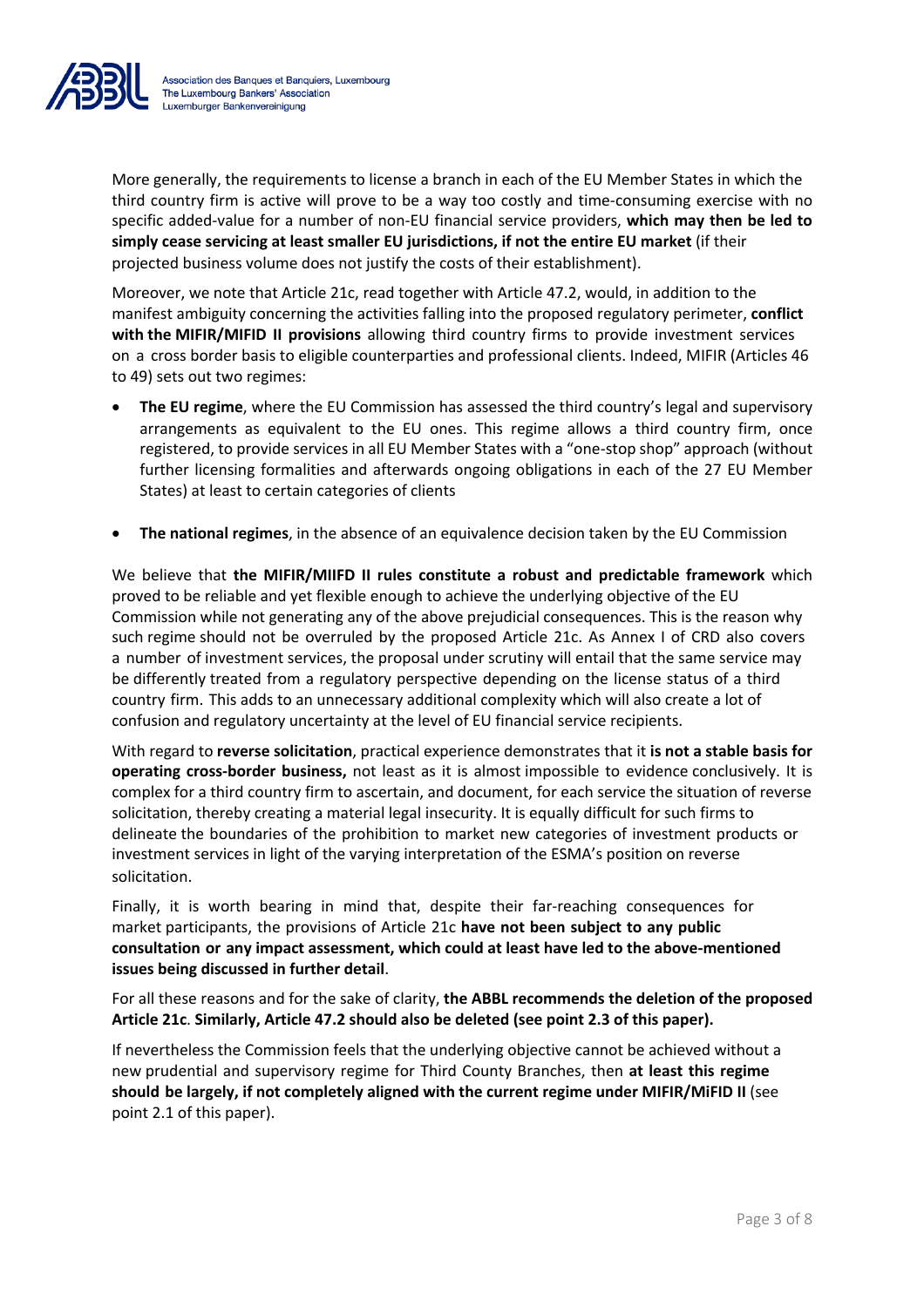More generally, the requirements to license a branch in each of the EU Member States in which the third country firm is active will prove to be a way too costly and time-consuming exercise with no specific added-value for a number of non-EU financial service providers, **which may then be led to simply cease servicing at least smaller EU jurisdictions, if not the entire EU market** (if their projected business volume does not justify the costs of their establishment).

Moreover, we note that Article 21c, read together with Article 47.2, would, in addition to the manifest ambiguity concerning the activities falling into the proposed regulatory perimeter, **conflict with the MIFIR/MIFID II provisions** allowing third country firms to provide investment services on a cross border basis to eligible counterparties and professional clients. Indeed, MIFIR (Articles 46 to 49) sets out two regimes:

- **The EU regime**, where the EU Commission has assessed the third country's legal and supervisory arrangements as equivalent to the EU ones. This regime allows a third country firm, once registered, to provide services in all EU Member States with a "one-stop shop" approach (without further licensing formalities and afterwards ongoing obligations in each of the 27 EU Member States) at least to certain categories of clients

- **The national regimes**, in the absence of an equivalence decision taken by the EU Commission

We believe that **the MIFIR/MIIFD II rules constitute a robust and predictable framework** which proved to be reliable and yet flexible enough to achieve the underlying objective of the EU Commission while not generating any of the above prejudicial consequences. This is the reason why such regime should not be overruled by the proposed Article 21c. As Annex I of CRD also covers a number of investment services, the proposal under scrutiny will entail that the same service may be differently treated from a regulatory perspective depending on the license status of a third country firm. This adds to an unnecessary additional complexity which will also create a lot of confusion and regulatory uncertainty at the level of EU financial service recipients.

With regard to **reverse solicitation**, practical experience demonstrates that it **is not a stable basis for operating cross-border business,** not least as it is almost impossible to evidence conclusively. It is complex for a third country firm to ascertain, and document, for each service the situation of reverse solicitation, thereby creating a material legal insecurity. It is equally difficult for such firms to delineate the boundaries of the prohibition to market new categories of investment products or investment services in light of the varying interpretation of the ESMA's position on reverse solicitation.

Finally, it is worth bearing in mind that, despite their far-reaching consequences for market participants, the provisions of Article 21c **have not been subject to any public consultation or any impact assessment, which could at least have led to the above-mentioned issues being discussed in further detail**.

For all these reasons and for the sake of clarity, **the ABBL recommends the deletion of the proposed Article 21c**. **Similarly, Article 47.2 should also be deleted (see point 2.3 of this paper).**

If nevertheless the Commission feels that the underlying objective cannot be achieved without a new prudential and supervisory regime for Third County Branches, then **at least this regime should be largely, if not completely aligned with the current regime under MIFIR/MiFID II** (see point 2.1 of this paper).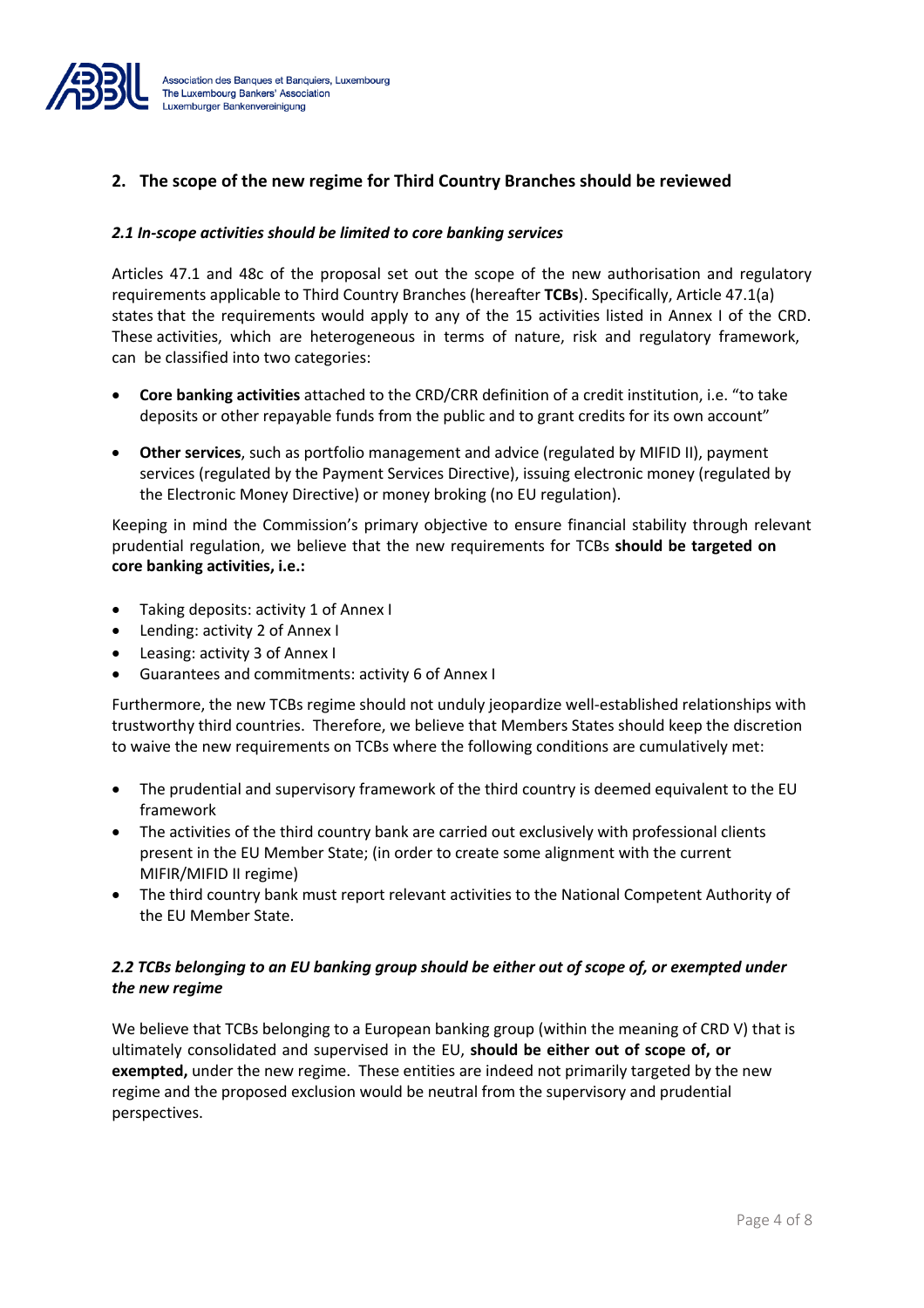## 2. The scope of the new regime for Third Country Branches should be reviewed

### *2.1 In-scope activities should be limited to core banking services*

Articles 47.1 and 48c of the proposal set out the scope of the new authorisation and regulatory requirements applicable to Third Country Branches (hereafter **TCBs**). Specifically, Article 47.1(a) states that the requirements would apply to any of the 15 activities listed in Annex I of the CRD. These activities, which are heterogeneous in terms of nature, risk and regulatory framework, can be classified into two categories:

- **Core banking activities** attached to the CRD/CRR definition of a credit institution, i.e. "to take deposits or other repayable funds from the public and to grant credits for its own account"
- **Other services**, such as portfolio management and advice (regulated by MIFID II), payment services (regulated by the Payment Services Directive), issuing electronic money (regulated by the Electronic Money Directive) or money broking (no EU regulation).

Keeping in mind the Commission's primary objective to ensure financial stability through relevant prudential regulation, we believe that the new requirements for TCBs **should be targeted on core banking activities, i.e.:**

- Taking deposits: activity 1 of Annex I
- Lending: activity 2 of Annex I
- Leasing: activity 3 of Annex I
- Guarantees and commitments: activity 6 of Annex I

Furthermore, the new TCBs regime should not unduly jeopardize well-established relationships with trustworthy third countries. Therefore, we believe that Members States should keep the discretion to waive the new requirements on TCBs where the following conditions are cumulatively met:

- The prudential and supervisory framework of the third country is deemed equivalent to the EU framework
- The activities of the third country bank are carried out exclusively with professional clients present in the EU Member State; (in order to create some alignment with the current MIFIR/MIFID II regime)
- The third country bank must report relevant activities to the National Competent Authority of the EU Member State.

### *2.2 TCBs belonging to an EU banking group should be either out of scope of, or exempted under the new regime*

We believe that TCBs belonging to a European banking group (within the meaning of CRD V) that is ultimately consolidated and supervised in the EU, **should be either out of scope of, or exempted,** under the new regime. These entities are indeed not primarily targeted by the new regime and the proposed exclusion would be neutral from the supervisory and prudential perspectives.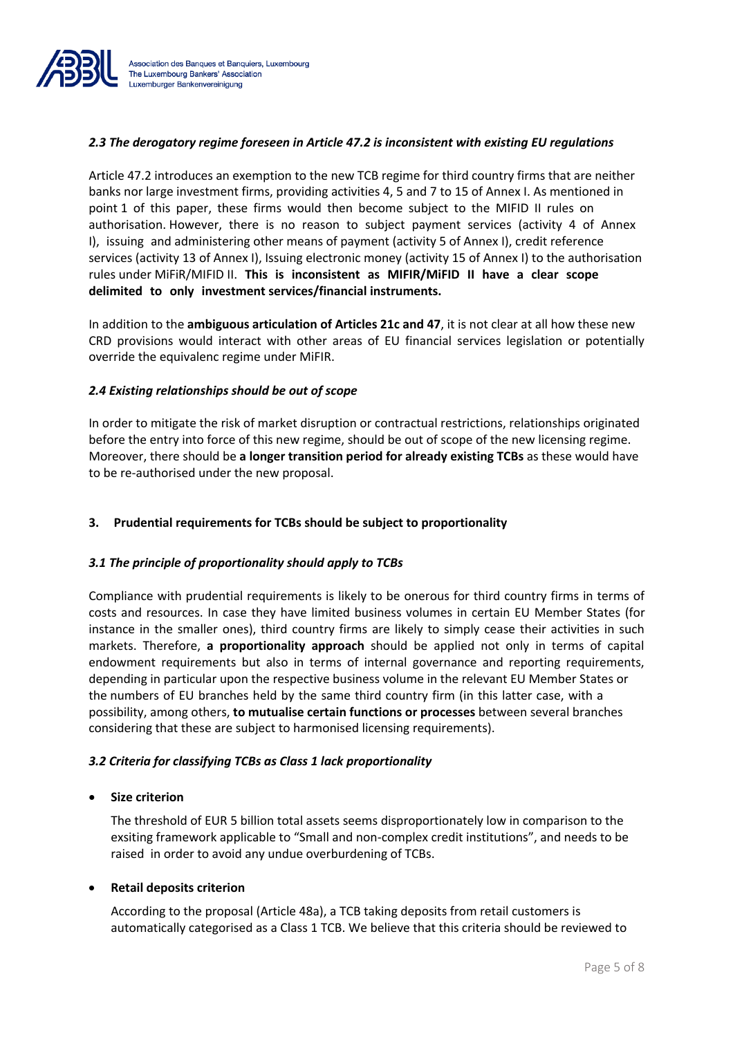### *2.3 The derogatory regime foreseen in Article 47.2 is inconsistent with existing EU regulations*

Article 47.2 introduces an exemption to the new TCB regime for third country firms that are neither banks nor large investment firms, providing activities 4, 5 and 7 to 15 of Annex I. As mentioned in point 1 of this paper, these firms would then become subject to the MIFID II rules on authorisation. However, there is no reason to subject payment services (activity 4 of Annex I), issuing and administering other means of payment (activity 5 of Annex I), credit reference services (activity 13 of Annex I), Issuing electronic money (activity 15 of Annex I) to the authorisation rules under MiFiR/MIFID II. **This is inconsistent as MIFIR/MiFID II have a clear scope delimited to only investment services/financial instruments.**

In addition to the **ambiguous articulation of Articles 21c and 47**, it is not clear at all how these new CRD provisions would interact with other areas of EU financial services legislation or potentially override the equivalenc regime under MiFIR.

### *2.4 Existing relationships should be out of scope*

In order to mitigate the risk of market disruption or contractual restrictions, relationships originated before the entry into force of this new regime, should be out of scope of the new licensing regime. Moreover, there should be **a longer transition period for already existing TCBs** as these would have to be re-authorised under the new proposal.

## 3. Prudential requirements for TCBs should be subject to proportionality

### *3.1 The principle of proportionality should apply to TCBs*

Compliance with prudential requirements is likely to be onerous for third country firms in terms of costs and resources. In case they have limited business volumes in certain EU Member States (for instance in the smaller ones), third country firms are likely to simply cease their activities in such markets. Therefore, **a proportionality approach** should be applied not only in terms of capital endowment requirements but also in terms of internal governance and reporting requirements, depending in particular upon the respective business volume in the relevant EU Member States or the numbers of EU branches held by the same third country firm (in this latter case, with a possibility, among others, **to mutualise certain functions or processes** between several branches considering that these are subject to harmonised licensing requirements).

### *3.2 Criteria for classifying TCBs as Class 1 lack proportionality*

- **Size criterion**

  The threshold of EUR 5 billion total assets seems disproportionately low in comparison to the exsiting framework applicable to "Small and non-complex credit institutions", and needs to be raised in order to avoid any undue overburdening of TCBs.

- **Retail deposits criterion**

  According to the proposal (Article 48a), a TCB taking deposits from retail customers is automatically categorised as a Class 1 TCB. We believe that this criteria should be reviewed to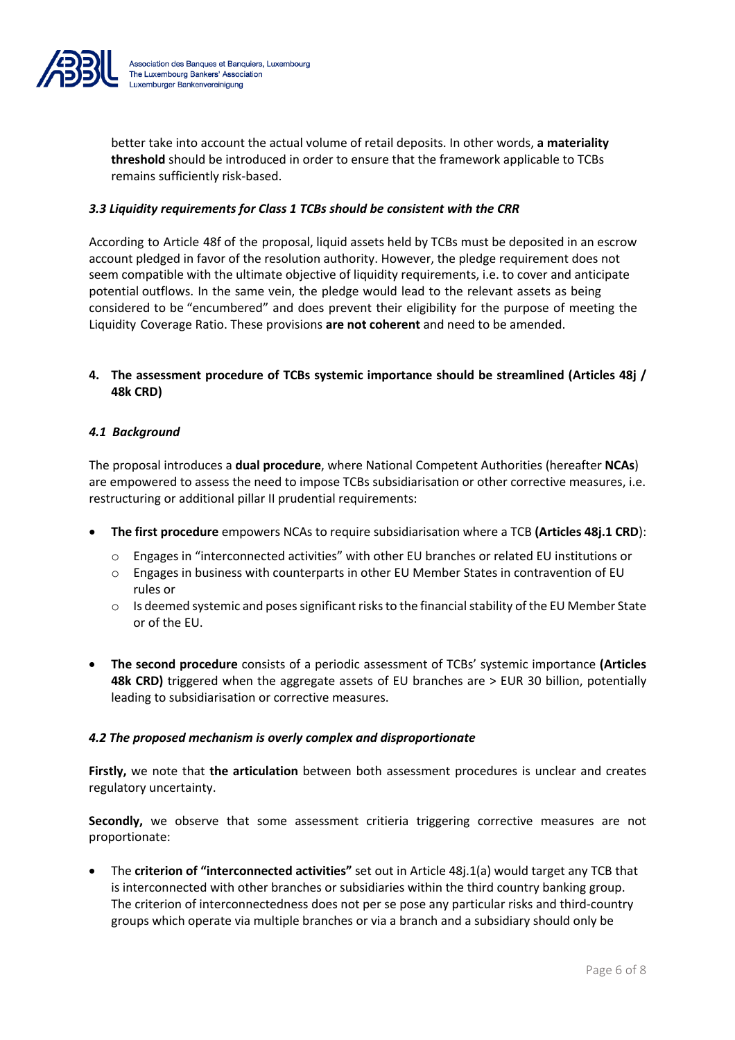better take into account the actual volume of retail deposits. In other words, **a materiality threshold** should be introduced in order to ensure that the framework applicable to TCBs remains sufficiently risk-based.

### *3.3 Liquidity requirements for Class 1 TCBs should be consistent with the CRR*

According to Article 48f of the proposal, liquid assets held by TCBs must be deposited in an escrow account pledged in favor of the resolution authority. However, the pledge requirement does not seem compatible with the ultimate objective of liquidity requirements, i.e. to cover and anticipate potential outflows. In the same vein, the pledge would lead to the relevant assets as being considered to be "encumbered" and does prevent their eligibility for the purpose of meeting the Liquidity Coverage Ratio. These provisions **are not coherent** and need to be amended.

## 4. The assessment procedure of TCBs systemic importance should be streamlined (Articles 48j / 48k CRD)

### *4.1 Background*

The proposal introduces a **dual procedure**, where National Competent Authorities (hereafter **NCAs**) are empowered to assess the need to impose TCBs subsidiarisation or other corrective measures, i.e. restructuring or additional pillar II prudential requirements:

- **The first procedure** empowers NCAs to require subsidiarisation where a TCB **(Articles 48j.1 CRD)**:
  - Engages in "interconnected activities" with other EU branches or related EU institutions or
  - Engages in business with counterparts in other EU Member States in contravention of EU rules or
  - Is deemed systemic and poses significant risks to the financial stability of the EU Member State or of the EU.

- **The second procedure** consists of a periodic assessment of TCBs' systemic importance **(Articles 48k CRD)** triggered when the aggregate assets of EU branches are > EUR 30 billion, potentially leading to subsidiarisation or corrective measures.

### *4.2 The proposed mechanism is overly complex and disproportionate*

**Firstly,** we note that **the articulation** between both assessment procedures is unclear and creates regulatory uncertainty.

**Secondly,** we observe that some assessment critieria triggering corrective measures are not proportionate:

- The **criterion of "interconnected activities"** set out in Article 48j.1(a) would target any TCB that is interconnected with other branches or subsidiaries within the third country banking group. The criterion of interconnectedness does not per se pose any particular risks and third-country groups which operate via multiple branches or via a branch and a subsidiary should only be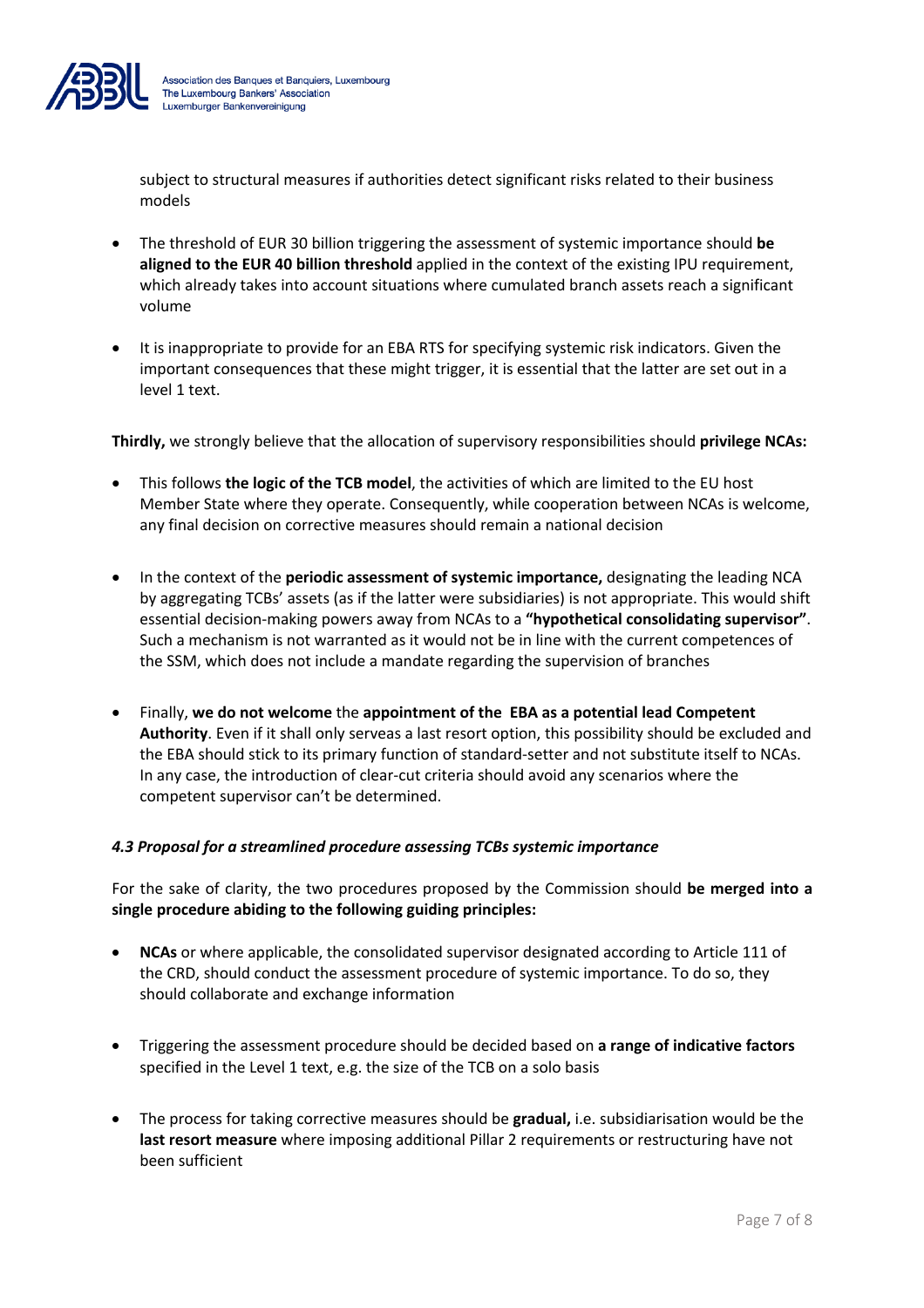subject to structural measures if authorities detect significant risks related to their business models

- The threshold of EUR 30 billion triggering the assessment of systemic importance should **be aligned to the EUR 40 billion threshold** applied in the context of the existing IPU requirement, which already takes into account situations where cumulated branch assets reach a significant volume

- It is inappropriate to provide for an EBA RTS for specifying systemic risk indicators. Given the important consequences that these might trigger, it is essential that the latter are set out in a level 1 text.

**Thirdly,** we strongly believe that the allocation of supervisory responsibilities should **privilege NCAs:**

- This follows **the logic of the TCB model**, the activities of which are limited to the EU host Member State where they operate. Consequently, while cooperation between NCAs is welcome, any final decision on corrective measures should remain a national decision

- In the context of the **periodic assessment of systemic importance,** designating the leading NCA by aggregating TCBs' assets (as if the latter were subsidiaries) is not appropriate. This would shift essential decision-making powers away from NCAs to a **"hypothetical consolidating supervisor"**. Such a mechanism is not warranted as it would not be in line with the current competences of the SSM, which does not include a mandate regarding the supervision of branches

- Finally, **we do not welcome** the **appointment of the EBA as a potential lead Competent Authority**. Even if it shall only serveas a last resort option, this possibility should be excluded and the EBA should stick to its primary function of standard-setter and not substitute itself to NCAs. In any case, the introduction of clear-cut criteria should avoid any scenarios where the competent supervisor can't be determined.

#### *4.3 Proposal for a streamlined procedure assessing TCBs systemic importance*

For the sake of clarity, the two procedures proposed by the Commission should **be merged into a single procedure abiding to the following guiding principles:**

- **NCAs** or where applicable, the consolidated supervisor designated according to Article 111 of the CRD, should conduct the assessment procedure of systemic importance. To do so, they should collaborate and exchange information

- Triggering the assessment procedure should be decided based on **a range of indicative factors** specified in the Level 1 text, e.g. the size of the TCB on a solo basis

- The process for taking corrective measures should be **gradual,** i.e. subsidiarisation would be the **last resort measure** where imposing additional Pillar 2 requirements or restructuring have not been sufficient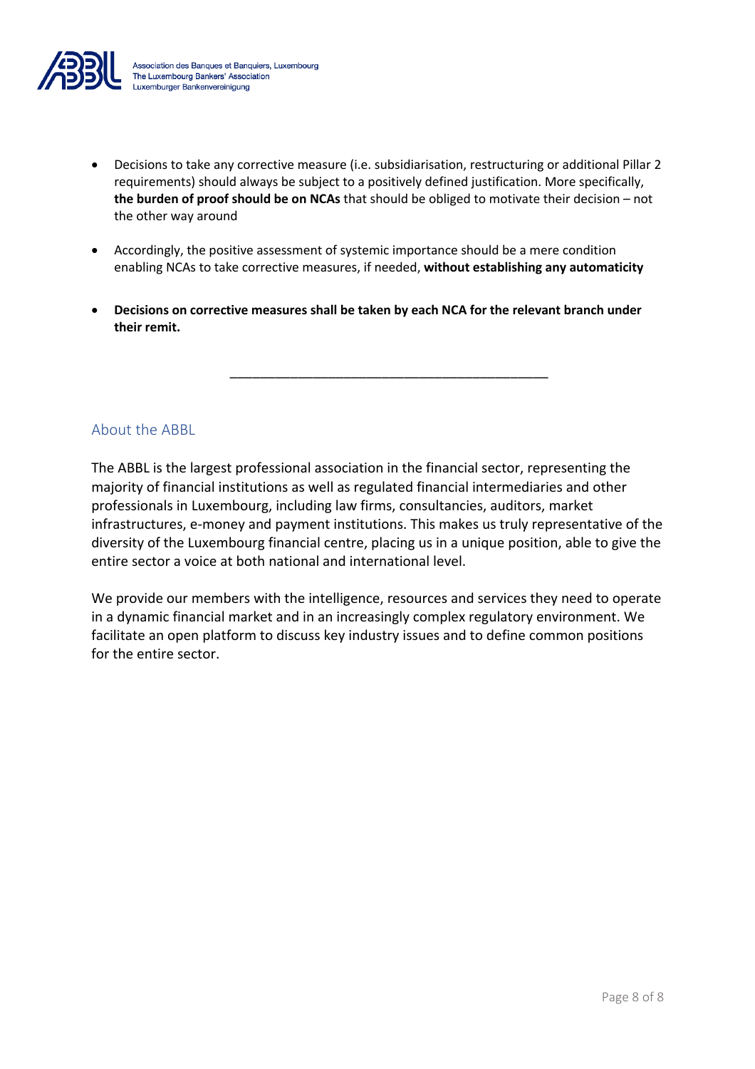- Decisions to take any corrective measure (i.e. subsidiarisation, restructuring or additional Pillar 2 requirements) should always be subject to a positively defined justification. More specifically, **the burden of proof should be on NCAs** that should be obliged to motivate their decision – not the other way around

- Accordingly, the positive assessment of systemic importance should be a mere condition enabling NCAs to take corrective measures, if needed, **without establishing any automaticity**

- **Decisions on corrective measures shall be taken by each NCA for the relevant branch under their remit.**

---

## About the ABBL

The ABBL is the largest professional association in the financial sector, representing the majority of financial institutions as well as regulated financial intermediaries and other professionals in Luxembourg, including law firms, consultancies, auditors, market infrastructures, e-money and payment institutions. This makes us truly representative of the diversity of the Luxembourg financial centre, placing us in a unique position, able to give the entire sector a voice at both national and international level.

We provide our members with the intelligence, resources and services they need to operate in a dynamic financial market and in an increasingly complex regulatory environment. We facilitate an open platform to discuss key industry issues and to define common positions for the entire sector.